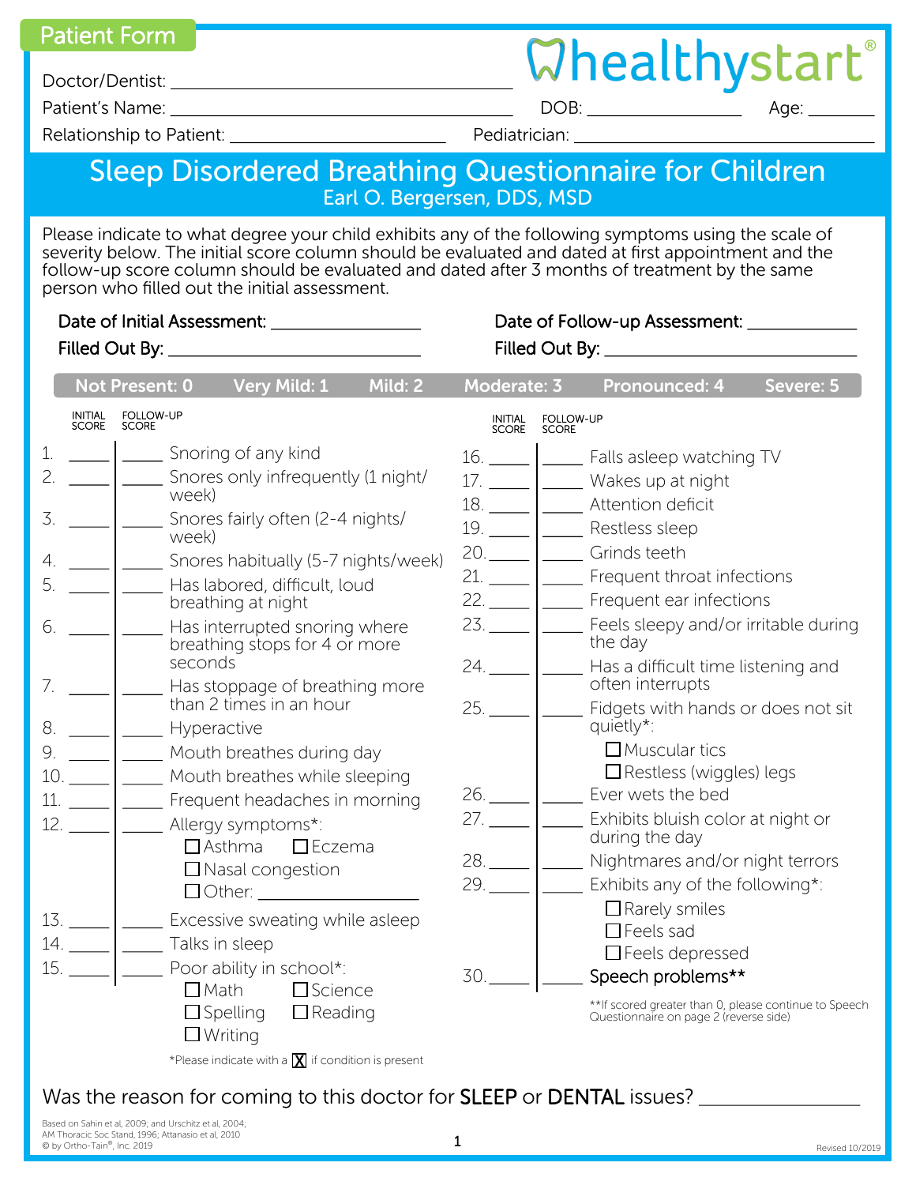Patient Form

healthystart®

Doctor/Dentist: ______________________________

Patient's Name: ______________________________ DOB: ______________ Age: ______

Relationship to Patient: ____________________ Pediatrician: ______________________________

# Sleep Disordered Breathing Questionnaire for Children

Earl O. Bergersen, DDS, MSD

Please indicate to what degree your child exhibits any of the following symptoms using the scale of severity below. The initial score column should be evaluated and dated at first appointment and the follow-up score column should be evaluated and dated after 3 months of treatment by the same person who filled out the initial assessment.

Date of Initial Assessment: ______________ Date of Follow-up Assessment: ____________

Filled Out By: ______________________ Filled Out By: ______________________

**Not Present: 0 Very Mild: 1 Mild: 2 Moderate: 3 Pronounced: 4 Severe: 5**

| # | INITIAL SCORE | FOLLOW-UP SCORE | Symptom |
|---|---|---|---|
| 1. | ____ | ____ | Snoring of any kind |
| 2. | ____ | ____ | Snores only infrequently (1 night/ week) |
| 3. | ____ | ____ | Snores fairly often (2-4 nights/ week) |
| 4. | ____ | ____ | Snores habitually (5-7 nights/week) |
| 5. | ____ | ____ | Has labored, difficult, loud breathing at night |
| 6. | ____ | ____ | Has interrupted snoring where breathing stops for 4 or more seconds |
| 7. | ____ | ____ | Has stoppage of breathing more than 2 times in an hour |
| 8. | ____ | ____ | Hyperactive |
| 9. | ____ | ____ | Mouth breathes during day |
| 10. | ____ | ____ | Mouth breathes while sleeping |
| 11. | ____ | ____ | Frequent headaches in morning |
| 12. | ____ | ____ | Allergy symptoms*: ☐ Asthma ☐ Eczema ☐ Nasal congestion ☐ Other: ______________ |
| 13. | ____ | ____ | Excessive sweating while asleep |
| 14. | ____ | ____ | Talks in sleep |
| 15. | ____ | ____ | Poor ability in school*: ☐ Math ☐ Science ☐ Spelling ☐ Reading ☐ Writing |
| 16. | ____ | ____ | Falls asleep watching TV |
| 17. | ____ | ____ | Wakes up at night |
| 18. | ____ | ____ | Attention deficit |
| 19. | ____ | ____ | Restless sleep |
| 20. | ____ | ____ | Grinds teeth |
| 21. | ____ | ____ | Frequent throat infections |
| 22. | ____ | ____ | Frequent ear infections |
| 23. | ____ | ____ | Feels sleepy and/or irritable during the day |
| 24. | ____ | ____ | Has a difficult time listening and often interrupts |
| 25. | ____ | ____ | Fidgets with hands or does not sit quietly*: ☐ Muscular tics ☐ Restless (wiggles) legs |
| 26. | ____ | ____ | Ever wets the bed |
| 27. | ____ | ____ | Exhibits bluish color at night or during the day |
| 28. | ____ | ____ | Nightmares and/or night terrors |
| 29. | ____ | ____ | Exhibits any of the following*: ☐ Rarely smiles ☐ Feels sad ☐ Feels depressed |
| 30. | ____ | ____ | **Speech problems**** |

*Please indicate with a ☒ if condition is present

**If scored greater than 0, please continue to Speech Questionnaire on page 2 (reverse side)

Was the reason for coming to this doctor for **SLEEP** or **DENTAL** issues? ______________

Based on Sahin et al, 2009; and Urschitz et al, 2004; AM Thoracic Soc Stand, 1996; Attanasio et al, 2010
© by Ortho-Tain®, Inc. 2019

Revised 10/2019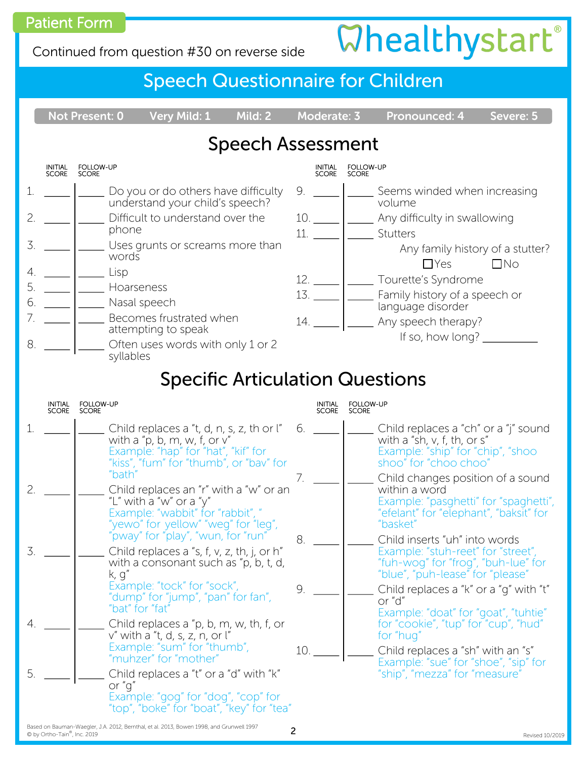Patient Form

Continued from question #30 on reverse side

healthystart®

# Speech Questionnaire for Children

Not Present: 0 | Very Mild: 1 | Mild: 2 | Moderate: 3 | Pronounced: 4 | Severe: 5

## Speech Assessment

| | INITIAL SCORE | FOLLOW-UP SCORE | |
|---|---|---|---|
| 1. | _____ | _____ | Do you or do others have difficulty understand your child's speech? |
| 2. | _____ | _____ | Difficult to understand over the phone |
| 3. | _____ | _____ | Uses grunts or screams more than words |
| 4. | _____ | _____ | Lisp |
| 5. | _____ | _____ | Hoarseness |
| 6. | _____ | _____ | Nasal speech |
| 7. | _____ | _____ | Becomes frustrated when attempting to speak |
| 8. | _____ | _____ | Often uses words with only 1 or 2 syllables |
| 9. | _____ | _____ | Seems winded when increasing volume |
| 10. | _____ | _____ | Any difficulty in swallowing |
| 11. | _____ | _____ | Stutters<br>Any family history of a stutter? ☐Yes ☐No |
| 12. | _____ | _____ | Tourette's Syndrome |
| 13. | _____ | _____ | Family history of a speech or language disorder |
| 14. | _____ | _____ | Any speech therapy?<br>If so, how long? __________ |

## Specific Articulation Questions

| | INITIAL SCORE | FOLLOW-UP SCORE | |
|---|---|---|---|
| 1. | _____ | _____ | Child replaces a "t, d, n, s, z, th or l" with a "p, b, m, w, f, or v"<br>Example: "hap" for "hat", "kif" for "kiss", "fum" for "thumb", or "bav" for "bath" |
| 2. | _____ | _____ | Child replaces an "r" with a "w" or an "L" with a "w" or a "y"<br>Example: "wabbit" for "rabbit", "yewo" for yellow" "weg" for "leg", "pway" for "play", "wun, for "run" |
| 3. | _____ | _____ | Child replaces a "s, f, v, z, th, j, or h" with a consonant such as "p, b, t, d, k, g"<br>Example: "tock" for "sock", "dump" for "jump", "pan" for fan", "bat" for "fat" |
| 4. | _____ | _____ | Child replaces a "p, b, m, w, th, f, or v" with a "t, d, s, z, n, or l"<br>Example: "sum" for "thumb", "muhzer" for "mother" |
| 5. | _____ | _____ | Child replaces a "t" or a "d" with "k" or "g"<br>Example: "gog" for "dog", "cop" for "top", "boke" for "boat", "key" for "tea" |
| 6. | _____ | _____ | Child replaces a "ch" or a "j" sound with a "sh, v, f, th, or s"<br>Example: "ship" for "chip", "shoo shoo" for "choo choo" |
| 7. | _____ | _____ | Child changes position of a sound within a word<br>Example: "pasghetti" for "spaghetti", "efelant" for "elephant", "baksit" for "basket" |
| 8. | _____ | _____ | Child inserts "uh" into words<br>Example: "stuh-reet" for "street", "fuh-wog" for "frog", "buh-lue" for "blue", "puh-lease" for "please" |
| 9. | _____ | _____ | Child replaces a "k" or a "g" with "t" or "d"<br>Example: "doat" for "goat", "tuhtie" for "cookie", "tup" for "cup", "hud" for "hug" |
| 10. | _____ | _____ | Child replaces a "sh" with an "s"<br>Example: "sue" for "shoe", "sip" for "ship", "mezza" for "measure" |

Based on Bauman-Waegler, J.A. 2012, Bernthal, et al. 2013, Bowen 1998, and Grunwell 1997
© by Ortho-Tain®, Inc. 2019

Revised 10/2019